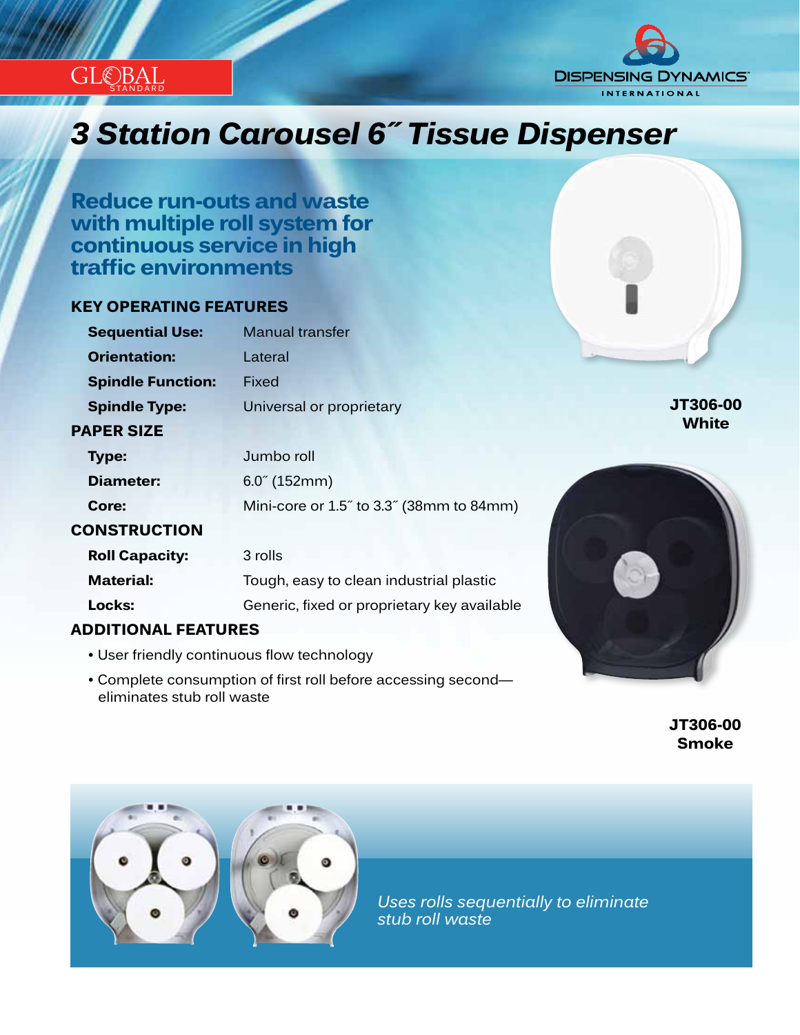GLOBAL STANDARD

DISPENSING DYNAMICS INTERNATIONAL

# 3 Station Carousel 6˝ Tissue Dispenser

## Reduce run-outs and waste with multiple roll system for continuous service in high traffic environments

### KEY OPERATING FEATURES

| | |
|---|---|
| **Sequential Use:** | Manual transfer |
| **Orientation:** | Lateral |
| **Spindle Function:** | Fixed |
| **Spindle Type:** | Universal or proprietary |

### PAPER SIZE

| | |
|---|---|
| **Type:** | Jumbo roll |
| **Diameter:** | 6.0˝ (152mm) |
| **Core:** | Mini-core or 1.5˝ to 3.3˝ (38mm to 84mm) |

### CONSTRUCTION

| | |
|---|---|
| **Roll Capacity:** | 3 rolls |
| **Material:** | Tough, easy to clean industrial plastic |
| **Locks:** | Generic, fixed or proprietary key available |

### ADDITIONAL FEATURES

- User friendly continuous flow technology
- Complete consumption of first roll before accessing second—eliminates stub roll waste

**JT306-00 White**

**JT306-00 Smoke**

*Uses rolls sequentially to eliminate stub roll waste*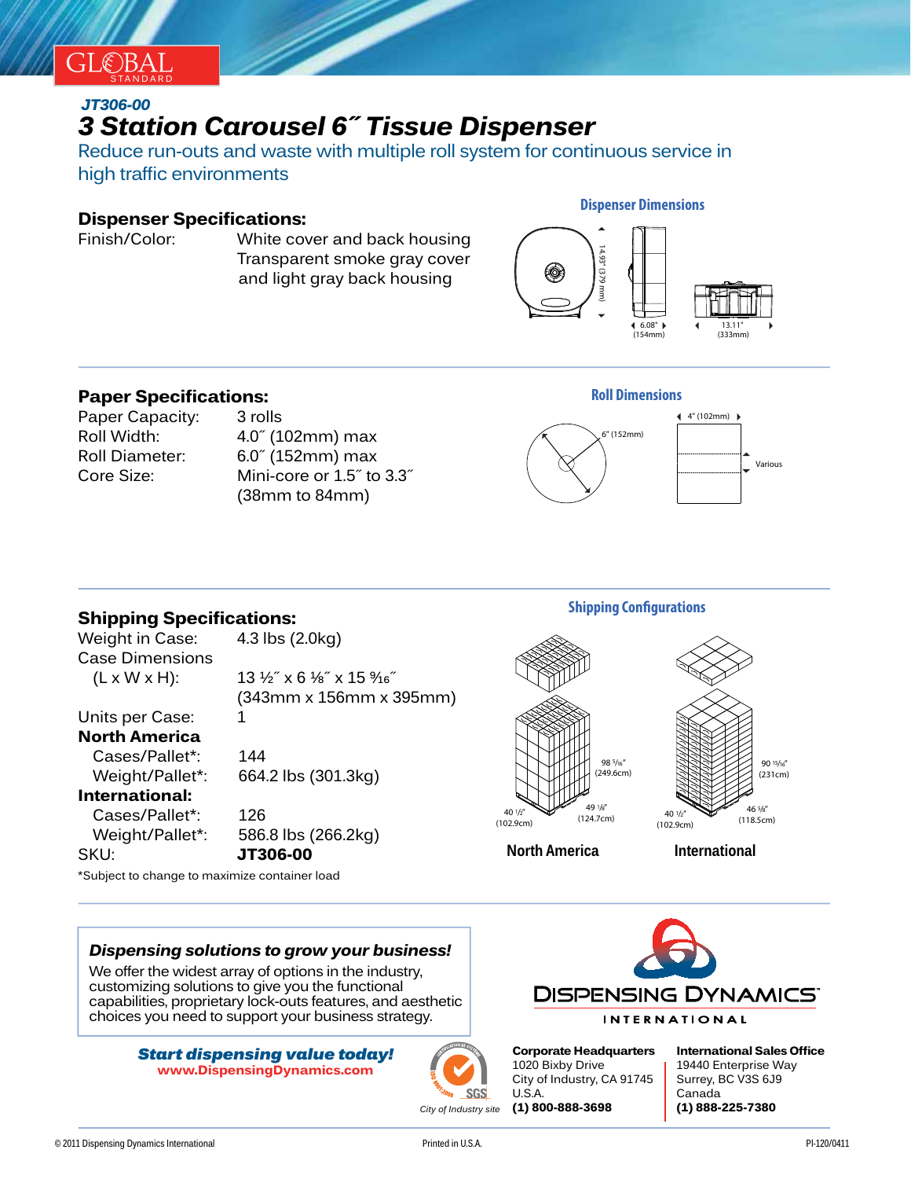GLOBAL STANDARD

*JT306-00*

# 3 Station Carousel 6˝ Tissue Dispenser

Reduce run-outs and waste with multiple roll system for continuous service in high traffic environments

## Dispenser Specifications:

| | |
|---|---|
| Finish/Color: | White cover and back housing |
| | Transparent smoke gray cover and light gray back housing |

**Dispenser Dimensions**

14.93" (379 mm)

6.08" (154mm)

13.11" (333mm)

## Paper Specifications:

| | |
|---|---|
| Paper Capacity: | 3 rolls |
| Roll Width: | 4.0˝ (102mm) max |
| Roll Diameter: | 6.0˝ (152mm) max |
| Core Size: | Mini-core or 1.5˝ to 3.3˝ (38mm to 84mm) |

**Roll Dimensions**

6" (152mm)

4" (102mm)

Various

## Shipping Specifications:

| | |
|---|---|
| Weight in Case: | 4.3 lbs (2.0kg) |
| Case Dimensions (L x W x H): | 13 ½˝ x 6 ⅛˝ x 15 ⁹⁄₁₆˝ (343mm x 156mm x 395mm) |
| Units per Case: | 1 |
| **North America** | |
| Cases/Pallet*: | 144 |
| Weight/Pallet*: | 664.2 lbs (301.3kg) |
| **International:** | |
| Cases/Pallet*: | 126 |
| Weight/Pallet*: | 586.8 lbs (266.2kg) |
| SKU: | **JT306-00** |

*Subject to change to maximize container load

**Shipping Configurations**

98 ⁵⁄₁₆" (249.6cm)

40 ½" (102.9cm)

49 ⅛" (124.7cm)

**North America**

90 ¹⁵⁄₁₆" (231cm)

40 ½" (102.9cm)

46 ⅝" (118.5cm)

**International**

***Dispensing solutions to grow your business!***

We offer the widest array of options in the industry, customizing solutions to give you the functional capabilities, proprietary lock-outs features, and aesthetic choices you need to support your business strategy.

***Start dispensing value today!***

**www.DispensingDynamics.com**

*City of Industry site*

DISPENSING DYNAMICS INTERNATIONAL

**Corporate Headquarters**
1020 Bixby Drive
City of Industry, CA 91745
U.S.A.
**(1) 800-888-3698**

**International Sales Office**
19440 Enterprise Way
Surrey, BC V3S 6J9
Canada
**(1) 888-225-7380**

© 2011 Dispensing Dynamics International

Printed in U.S.A.

PI-120/0411